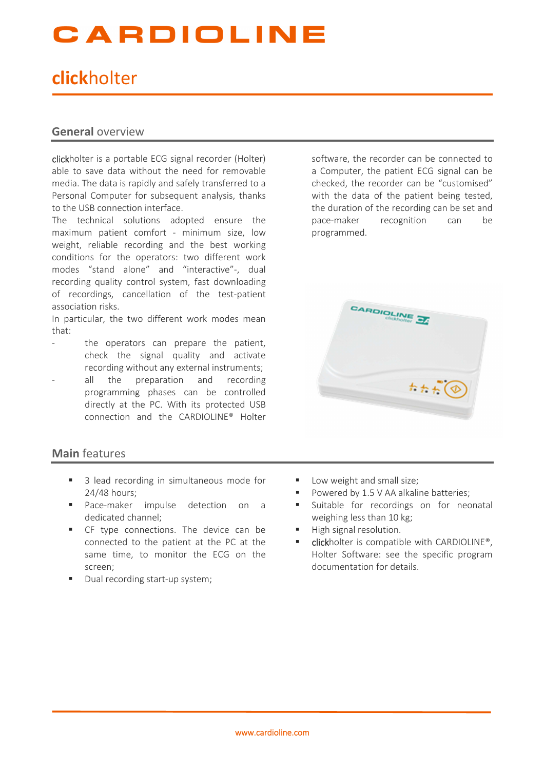# CARDIOLINE

## clickholter

### General overview

clickholter is a portable ECG signal recorder (Holter) able to save data without the need for removable media. The data is rapidly and safely transferred to a Personal Computer for subsequent analysis, thanks to the USB connection interface.

The technical solutions adopted ensure the maximum patient comfort - minimum size, low weight, reliable recording and the best working conditions for the operators: two different work modes "stand alone" and "interactive"-, dual recording quality control system, fast downloading of recordings, cancellation of the test-patient association risks.

In particular, the two different work modes mean that:

- the operators can prepare the patient, check the signal quality and activate recording without any external instruments;
- all the preparation and recording programming phases can be controlled directly at the PC. With its protected USB connection and the CARDIOLINE® Holter software, the recorder can be connected to a Computer, the patient ECG signal can be checked, the recorder can be "customised" with the data of the patient being tested, the duration of the recording can be set and pace-maker recognition can be programmed.

### Main features

- 3 lead recording in simultaneous mode for 24/48 hours;
- Pace-maker impulse detection on a dedicated channel;
- CF type connections. The device can be connected to the patient at the PC at the same time, to monitor the ECG on the screen;
- Dual recording start-up system;
- Low weight and small size;
- Powered by 1.5 V AA alkaline batteries;
- Suitable for recordings on for neonatal weighing less than 10 kg;
- High signal resolution.
- clickholter is compatible with CARDIOLINE®, Holter Software: see the specific program documentation for details.

www.cardioline.com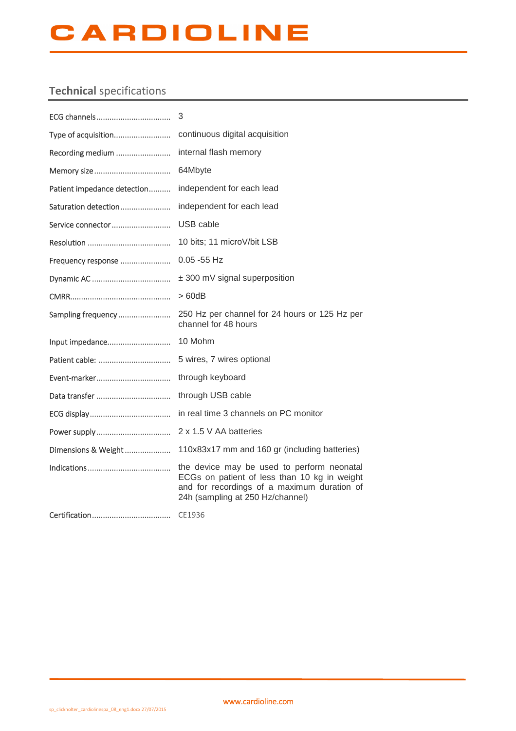# CARDIOLINE

## **Technical** specifications

| | |
|---|---|
| ECG channels | 3 |
| Type of acquisition | continuous digital acquisition |
| Recording medium | internal flash memory |
| Memory size | 64Mbyte |
| Patient impedance detection | independent for each lead |
| Saturation detection | independent for each lead |
| Service connector | USB cable |
| Resolution | 10 bits; 11 microV/bit LSB |
| Frequency response | 0.05 -55 Hz |
| Dynamic AC | ± 300 mV signal superposition |
| CMRR | > 60dB |
| Sampling frequency | 250 Hz per channel for 24 hours or 125 Hz per channel for 48 hours |
| Input impedance | 10 Mohm |
| Patient cable: | 5 wires, 7 wires optional |
| Event-marker | through keyboard |
| Data transfer | through USB cable |
| ECG display | in real time 3 channels on PC monitor |
| Power supply | 2 x 1.5 V AA batteries |
| Dimensions & Weight | 110x83x17 mm and 160 gr (including batteries) |
| Indications | the device may be used to perform neonatal ECGs on patient of less than 10 kg in weight and for recordings of a maximum duration of 24h (sampling at 250 Hz/channel) |
| Certification | CE1936 |

www.cardioline.com

sp_clickholter_cardiolinespa_08_eng1.docx 27/07/2015